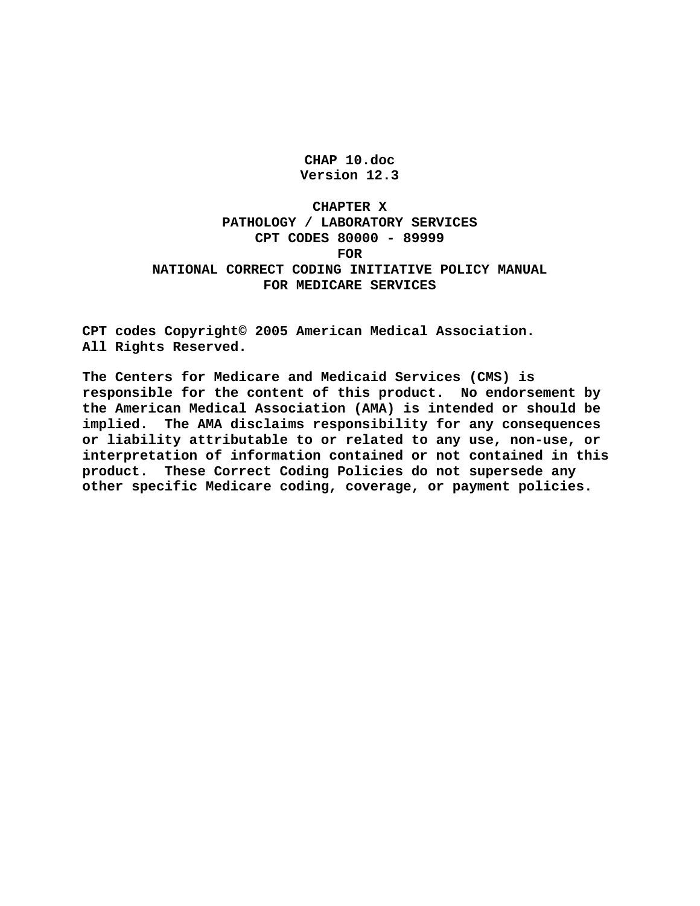**CHAP 10.doc**
**Version 12.3**

# CHAPTER X
# PATHOLOGY / LABORATORY SERVICES
# CPT CODES 80000 - 89999
# FOR
# NATIONAL CORRECT CODING INITIATIVE POLICY MANUAL
# FOR MEDICARE SERVICES

**CPT codes Copyright© 2005 American Medical Association. All Rights Reserved.**

**The Centers for Medicare and Medicaid Services (CMS) is responsible for the content of this product. No endorsement by the American Medical Association (AMA) is intended or should be implied. The AMA disclaims responsibility for any consequences or liability attributable to or related to any use, non-use, or interpretation of information contained or not contained in this product. These Correct Coding Policies do not supersede any other specific Medicare coding, coverage, or payment policies.**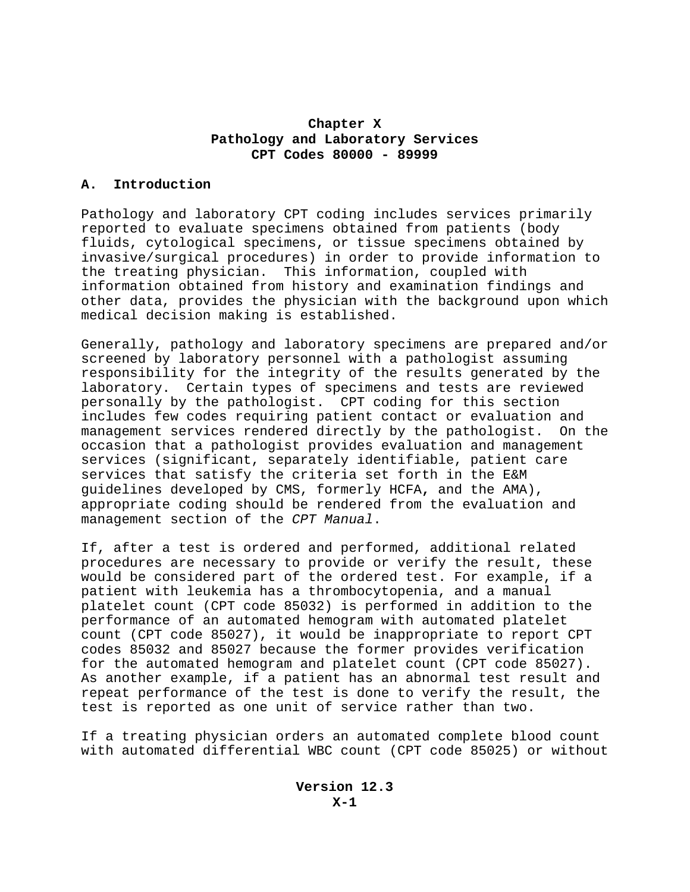# Chapter X
## Pathology and Laboratory Services
## CPT Codes 80000 - 89999

### A. Introduction

Pathology and laboratory CPT coding includes services primarily reported to evaluate specimens obtained from patients (body fluids, cytological specimens, or tissue specimens obtained by invasive/surgical procedures) in order to provide information to the treating physician. This information, coupled with information obtained from history and examination findings and other data, provides the physician with the background upon which medical decision making is established.

Generally, pathology and laboratory specimens are prepared and/or screened by laboratory personnel with a pathologist assuming responsibility for the integrity of the results generated by the laboratory. Certain types of specimens and tests are reviewed personally by the pathologist. CPT coding for this section includes few codes requiring patient contact or evaluation and management services rendered directly by the pathologist. On the occasion that a pathologist provides evaluation and management services (significant, separately identifiable, patient care services that satisfy the criteria set forth in the E&M guidelines developed by CMS, formerly HCFA, and the AMA), appropriate coding should be rendered from the evaluation and management section of the *CPT Manual*.

If, after a test is ordered and performed, additional related procedures are necessary to provide or verify the result, these would be considered part of the ordered test. For example, if a patient with leukemia has a thrombocytopenia, and a manual platelet count (CPT code 85032) is performed in addition to the performance of an automated hemogram with automated platelet count (CPT code 85027), it would be inappropriate to report CPT codes 85032 and 85027 because the former provides verification for the automated hemogram and platelet count (CPT code 85027). As another example, if a patient has an abnormal test result and repeat performance of the test is done to verify the result, the test is reported as one unit of service rather than two.

If a treating physician orders an automated complete blood count with automated differential WBC count (CPT code 85025) or without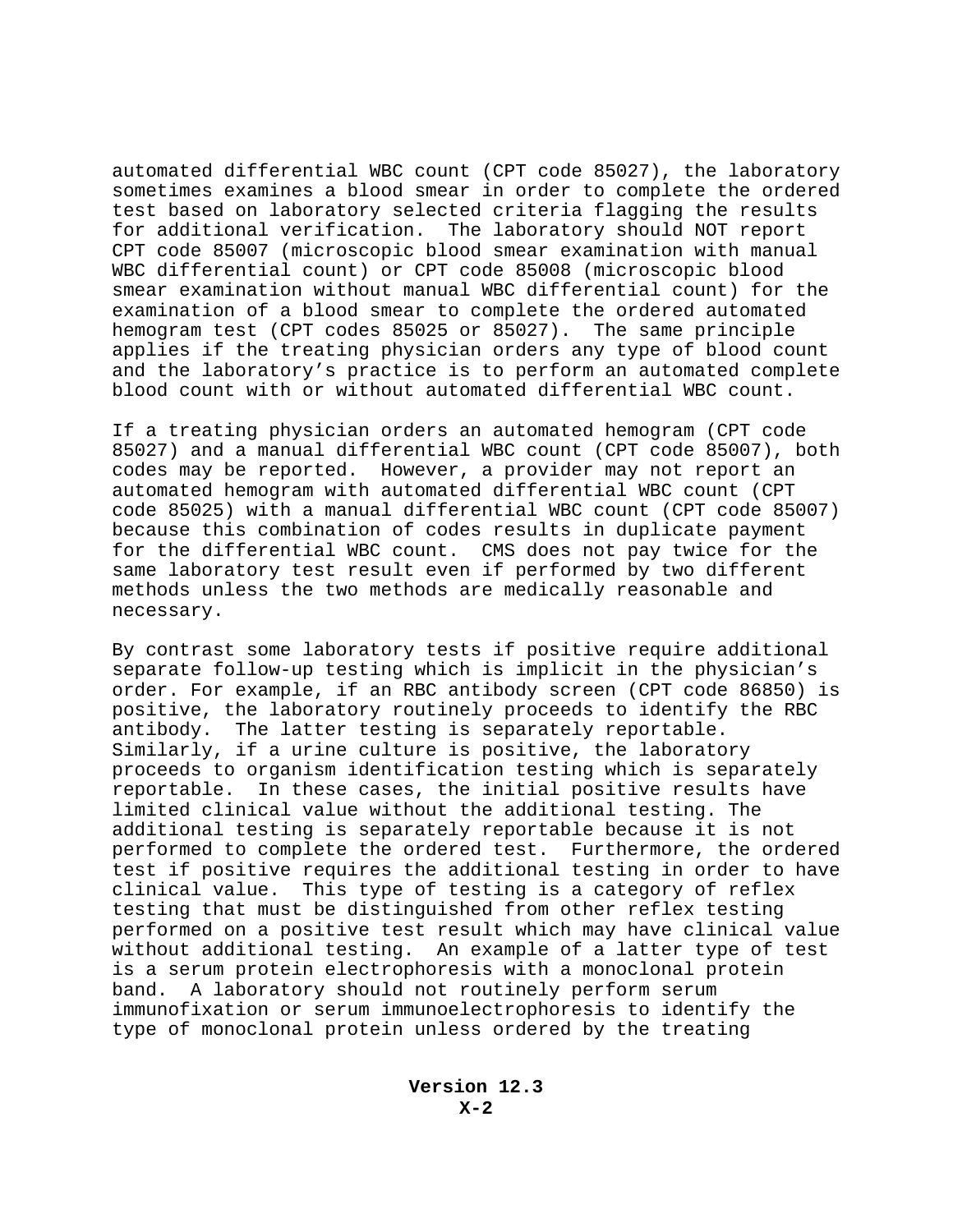automated differential WBC count (CPT code 85027), the laboratory sometimes examines a blood smear in order to complete the ordered test based on laboratory selected criteria flagging the results for additional verification. The laboratory should NOT report CPT code 85007 (microscopic blood smear examination with manual WBC differential count) or CPT code 85008 (microscopic blood smear examination without manual WBC differential count) for the examination of a blood smear to complete the ordered automated hemogram test (CPT codes 85025 or 85027). The same principle applies if the treating physician orders any type of blood count and the laboratory's practice is to perform an automated complete blood count with or without automated differential WBC count.

If a treating physician orders an automated hemogram (CPT code 85027) and a manual differential WBC count (CPT code 85007), both codes may be reported. However, a provider may not report an automated hemogram with automated differential WBC count (CPT code 85025) with a manual differential WBC count (CPT code 85007) because this combination of codes results in duplicate payment for the differential WBC count. CMS does not pay twice for the same laboratory test result even if performed by two different methods unless the two methods are medically reasonable and necessary.

By contrast some laboratory tests if positive require additional separate follow-up testing which is implicit in the physician's order. For example, if an RBC antibody screen (CPT code 86850) is positive, the laboratory routinely proceeds to identify the RBC antibody. The latter testing is separately reportable. Similarly, if a urine culture is positive, the laboratory proceeds to organism identification testing which is separately reportable. In these cases, the initial positive results have limited clinical value without the additional testing. The additional testing is separately reportable because it is not performed to complete the ordered test. Furthermore, the ordered test if positive requires the additional testing in order to have clinical value. This type of testing is a category of reflex testing that must be distinguished from other reflex testing performed on a positive test result which may have clinical value without additional testing. An example of a latter type of test is a serum protein electrophoresis with a monoclonal protein band. A laboratory should not routinely perform serum immunofixation or serum immunoelectrophoresis to identify the type of monoclonal protein unless ordered by the treating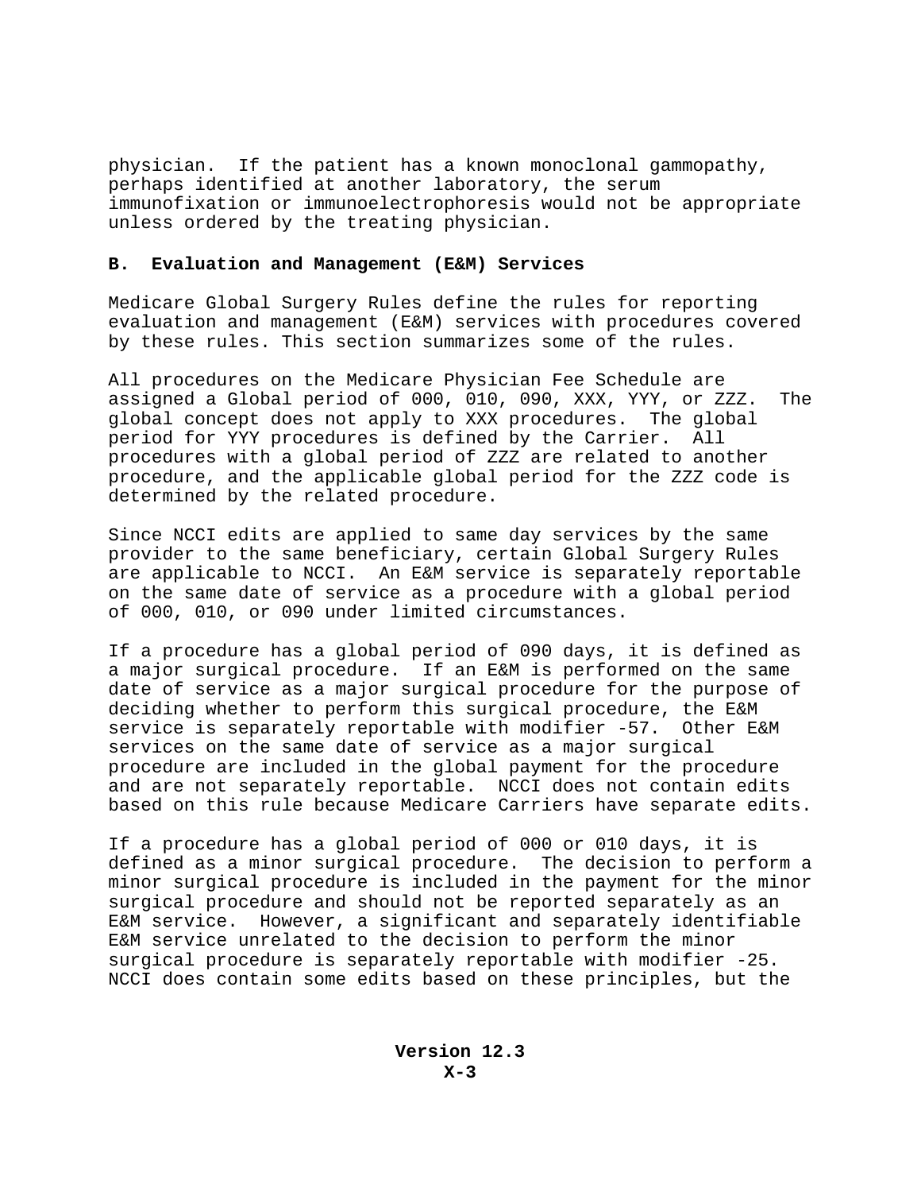physician.  If the patient has a known monoclonal gammopathy, perhaps identified at another laboratory, the serum immunofixation or immunoelectrophoresis would not be appropriate unless ordered by the treating physician.

## B.  Evaluation and Management (E&M) Services

Medicare Global Surgery Rules define the rules for reporting evaluation and management (E&M) services with procedures covered by these rules. This section summarizes some of the rules.

All procedures on the Medicare Physician Fee Schedule are assigned a Global period of 000, 010, 090, XXX, YYY, or ZZZ.  The global concept does not apply to XXX procedures.  The global period for YYY procedures is defined by the Carrier.  All procedures with a global period of ZZZ are related to another procedure, and the applicable global period for the ZZZ code is determined by the related procedure.

Since NCCI edits are applied to same day services by the same provider to the same beneficiary, certain Global Surgery Rules are applicable to NCCI.  An E&M service is separately reportable on the same date of service as a procedure with a global period of 000, 010, or 090 under limited circumstances.

If a procedure has a global period of 090 days, it is defined as a major surgical procedure.  If an E&M is performed on the same date of service as a major surgical procedure for the purpose of deciding whether to perform this surgical procedure, the E&M service is separately reportable with modifier -57.  Other E&M services on the same date of service as a major surgical procedure are included in the global payment for the procedure and are not separately reportable.  NCCI does not contain edits based on this rule because Medicare Carriers have separate edits.

If a procedure has a global period of 000 or 010 days, it is defined as a minor surgical procedure.  The decision to perform a minor surgical procedure is included in the payment for the minor surgical procedure and should not be reported separately as an E&M service.  However, a significant and separately identifiable E&M service unrelated to the decision to perform the minor surgical procedure is separately reportable with modifier -25. NCCI does contain some edits based on these principles, but the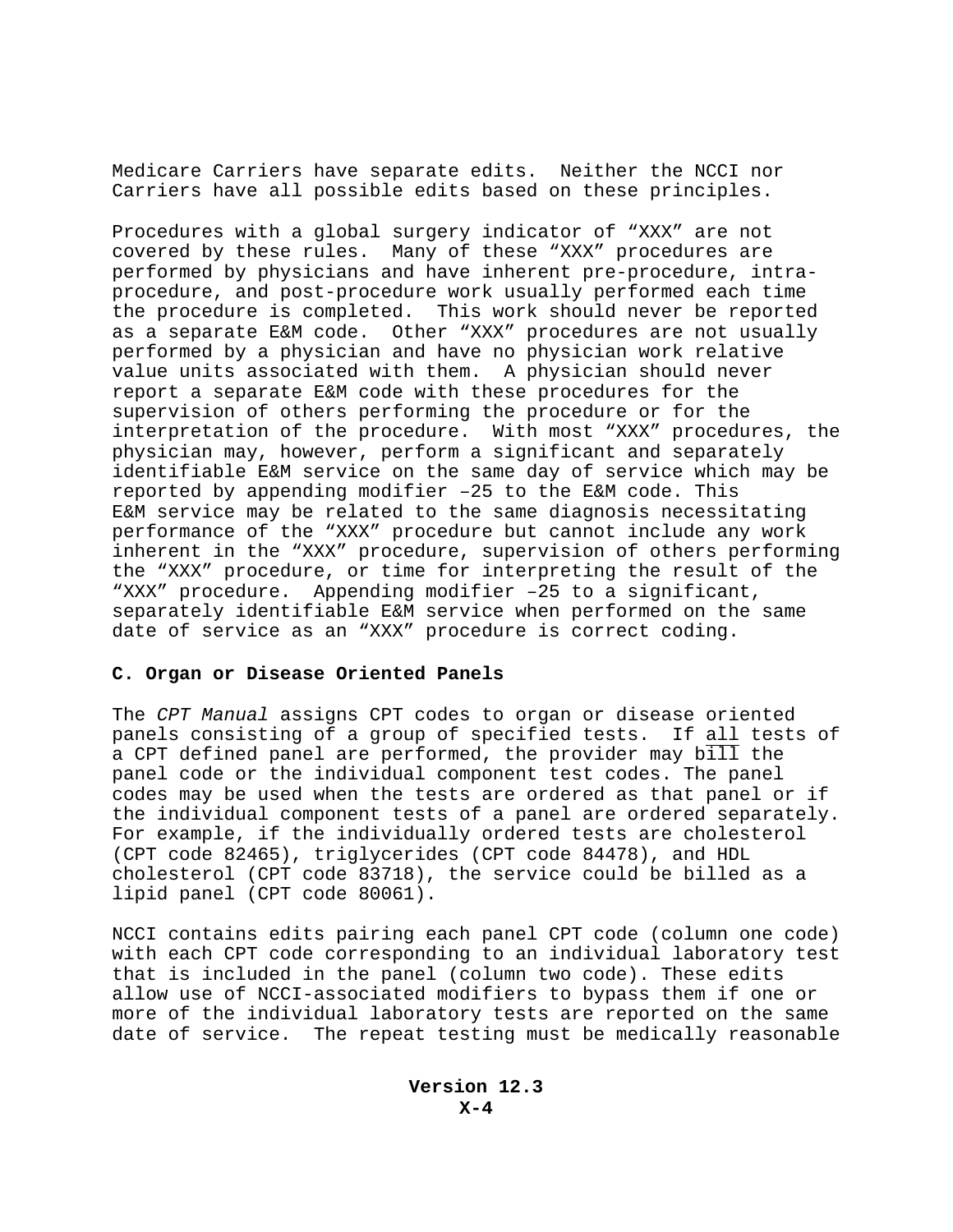Medicare Carriers have separate edits. Neither the NCCI nor Carriers have all possible edits based on these principles.

Procedures with a global surgery indicator of "XXX" are not covered by these rules. Many of these "XXX" procedures are performed by physicians and have inherent pre-procedure, intra-procedure, and post-procedure work usually performed each time the procedure is completed. This work should never be reported as a separate E&M code. Other "XXX" procedures are not usually performed by a physician and have no physician work relative value units associated with them. A physician should never report a separate E&M code with these procedures for the supervision of others performing the procedure or for the interpretation of the procedure. With most "XXX" procedures, the physician may, however, perform a significant and separately identifiable E&M service on the same day of service which may be reported by appending modifier –25 to the E&M code. This E&M service may be related to the same diagnosis necessitating performance of the "XXX" procedure but cannot include any work inherent in the "XXX" procedure, supervision of others performing the "XXX" procedure, or time for interpreting the result of the "XXX" procedure. Appending modifier –25 to a significant, separately identifiable E&M service when performed on the same date of service as an "XXX" procedure is correct coding.

**C. Organ or Disease Oriented Panels**

The *CPT Manual* assigns CPT codes to organ or disease oriented panels consisting of a group of specified tests. If all tests of a CPT defined panel are performed, the provider may bill the panel code or the individual component test codes. The panel codes may be used when the tests are ordered as that panel or if the individual component tests of a panel are ordered separately. For example, if the individually ordered tests are cholesterol (CPT code 82465), triglycerides (CPT code 84478), and HDL cholesterol (CPT code 83718), the service could be billed as a lipid panel (CPT code 80061).

NCCI contains edits pairing each panel CPT code (column one code) with each CPT code corresponding to an individual laboratory test that is included in the panel (column two code). These edits allow use of NCCI-associated modifiers to bypass them if one or more of the individual laboratory tests are reported on the same date of service. The repeat testing must be medically reasonable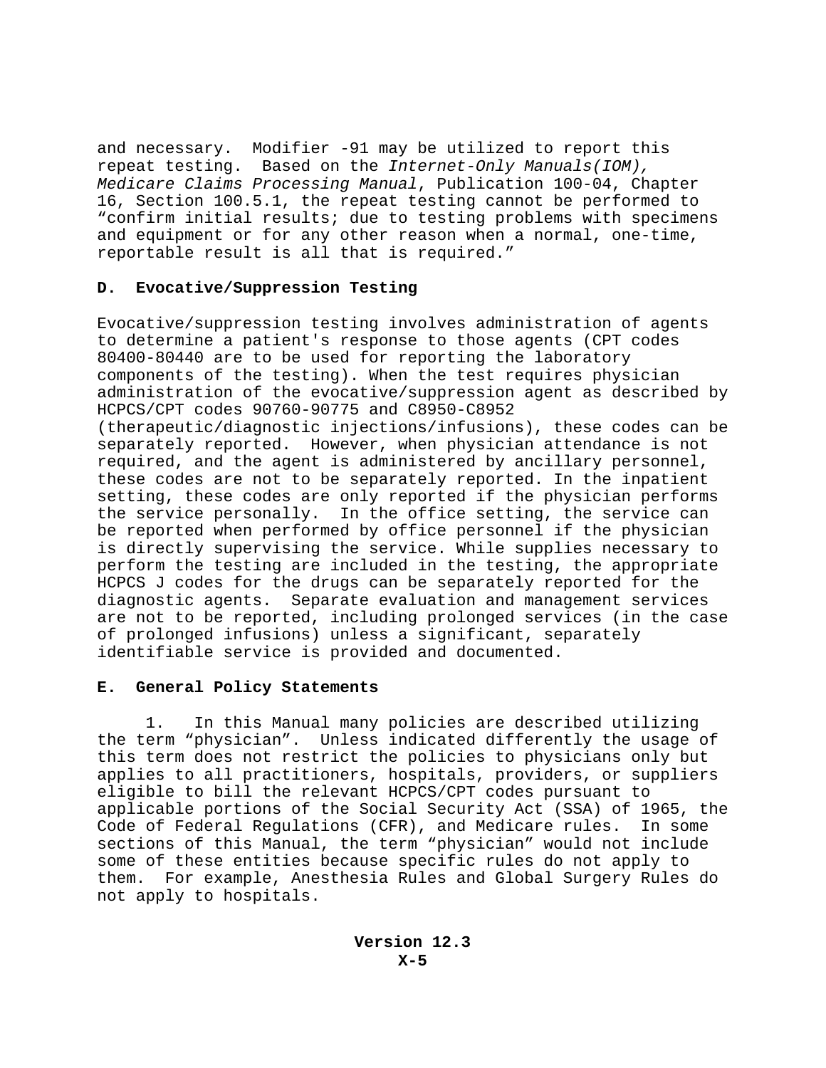and necessary. Modifier -91 may be utilized to report this repeat testing. Based on the *Internet-Only Manuals(IOM), Medicare Claims Processing Manual*, Publication 100-04, Chapter 16, Section 100.5.1, the repeat testing cannot be performed to "confirm initial results; due to testing problems with specimens and equipment or for any other reason when a normal, one-time, reportable result is all that is required."

### D. Evocative/Suppression Testing

Evocative/suppression testing involves administration of agents to determine a patient's response to those agents (CPT codes 80400-80440 are to be used for reporting the laboratory components of the testing). When the test requires physician administration of the evocative/suppression agent as described by HCPCS/CPT codes 90760-90775 and C8950-C8952 (therapeutic/diagnostic injections/infusions), these codes can be separately reported. However, when physician attendance is not required, and the agent is administered by ancillary personnel, these codes are not to be separately reported. In the inpatient setting, these codes are only reported if the physician performs the service personally. In the office setting, the service can be reported when performed by office personnel if the physician is directly supervising the service. While supplies necessary to perform the testing are included in the testing, the appropriate HCPCS J codes for the drugs can be separately reported for the diagnostic agents. Separate evaluation and management services are not to be reported, including prolonged services (in the case of prolonged infusions) unless a significant, separately identifiable service is provided and documented.

### E. General Policy Statements

1. In this Manual many policies are described utilizing the term "physician". Unless indicated differently the usage of this term does not restrict the policies to physicians only but applies to all practitioners, hospitals, providers, or suppliers eligible to bill the relevant HCPCS/CPT codes pursuant to applicable portions of the Social Security Act (SSA) of 1965, the Code of Federal Regulations (CFR), and Medicare rules. In some sections of this Manual, the term "physician" would not include some of these entities because specific rules do not apply to them. For example, Anesthesia Rules and Global Surgery Rules do not apply to hospitals.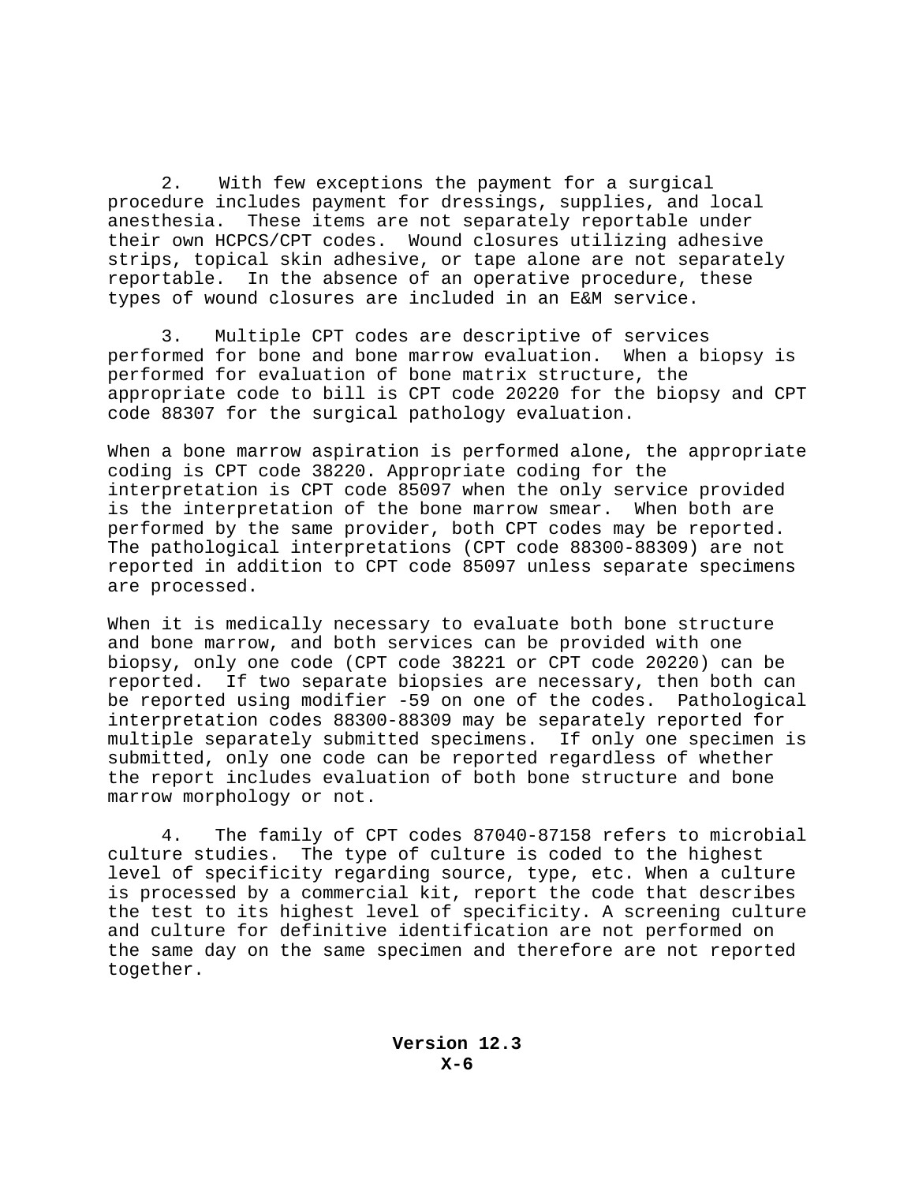2. With few exceptions the payment for a surgical procedure includes payment for dressings, supplies, and local anesthesia. These items are not separately reportable under their own HCPCS/CPT codes. Wound closures utilizing adhesive strips, topical skin adhesive, or tape alone are not separately reportable. In the absence of an operative procedure, these types of wound closures are included in an E&M service.

3. Multiple CPT codes are descriptive of services performed for bone and bone marrow evaluation. When a biopsy is performed for evaluation of bone matrix structure, the appropriate code to bill is CPT code 20220 for the biopsy and CPT code 88307 for the surgical pathology evaluation.

When a bone marrow aspiration is performed alone, the appropriate coding is CPT code 38220. Appropriate coding for the interpretation is CPT code 85097 when the only service provided is the interpretation of the bone marrow smear. When both are performed by the same provider, both CPT codes may be reported. The pathological interpretations (CPT code 88300-88309) are not reported in addition to CPT code 85097 unless separate specimens are processed.

When it is medically necessary to evaluate both bone structure and bone marrow, and both services can be provided with one biopsy, only one code (CPT code 38221 or CPT code 20220) can be reported. If two separate biopsies are necessary, then both can be reported using modifier -59 on one of the codes. Pathological interpretation codes 88300-88309 may be separately reported for multiple separately submitted specimens. If only one specimen is submitted, only one code can be reported regardless of whether the report includes evaluation of both bone structure and bone marrow morphology or not.

4. The family of CPT codes 87040-87158 refers to microbial culture studies. The type of culture is coded to the highest level of specificity regarding source, type, etc. When a culture is processed by a commercial kit, report the code that describes the test to its highest level of specificity. A screening culture and culture for definitive identification are not performed on the same day on the same specimen and therefore are not reported together.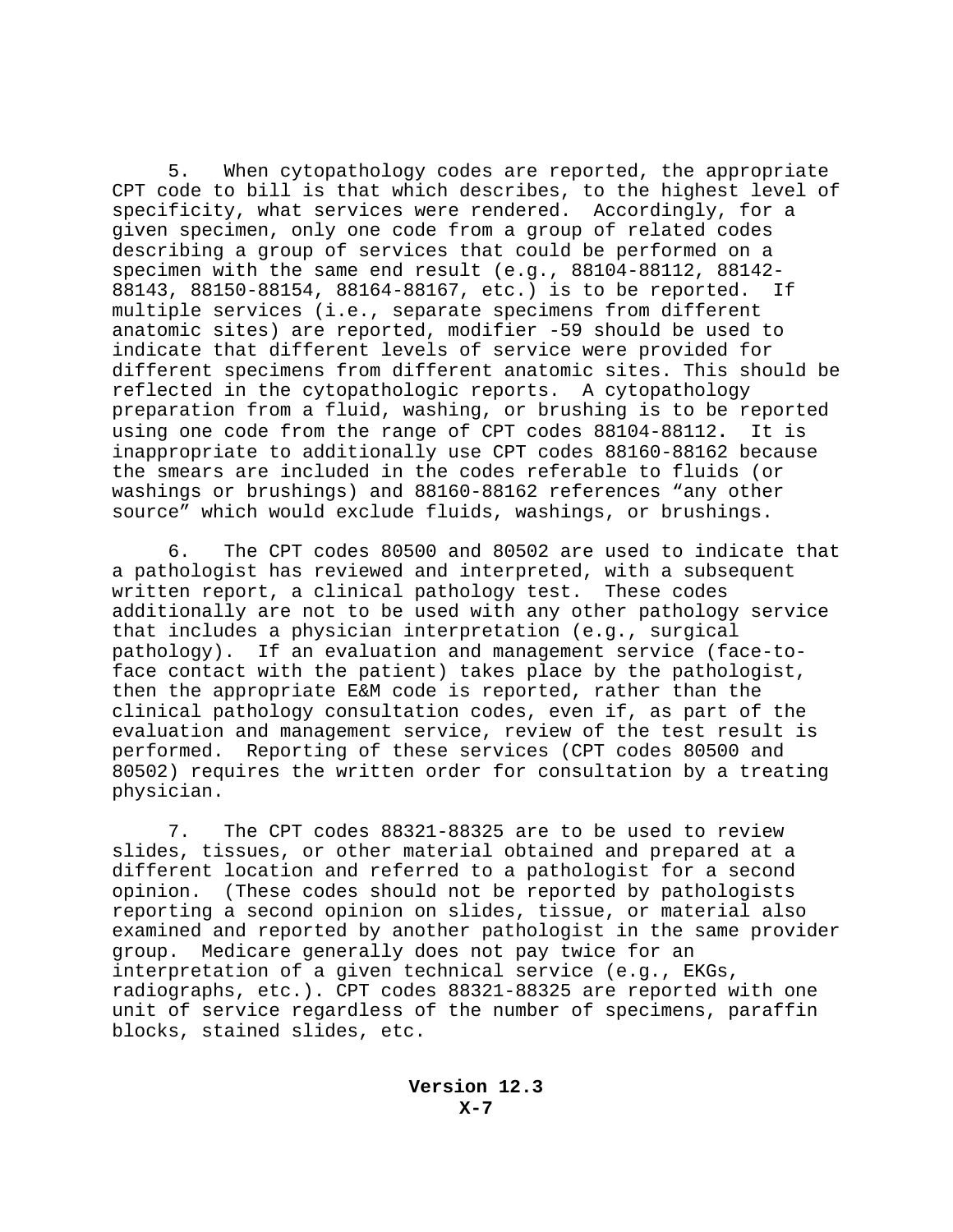5. When cytopathology codes are reported, the appropriate CPT code to bill is that which describes, to the highest level of specificity, what services were rendered. Accordingly, for a given specimen, only one code from a group of related codes describing a group of services that could be performed on a specimen with the same end result (e.g., 88104-88112, 88142-88143, 88150-88154, 88164-88167, etc.) is to be reported. If multiple services (i.e., separate specimens from different anatomic sites) are reported, modifier -59 should be used to indicate that different levels of service were provided for different specimens from different anatomic sites. This should be reflected in the cytopathologic reports. A cytopathology preparation from a fluid, washing, or brushing is to be reported using one code from the range of CPT codes 88104-88112. It is inappropriate to additionally use CPT codes 88160-88162 because the smears are included in the codes referable to fluids (or washings or brushings) and 88160-88162 references "any other source" which would exclude fluids, washings, or brushings.

6. The CPT codes 80500 and 80502 are used to indicate that a pathologist has reviewed and interpreted, with a subsequent written report, a clinical pathology test. These codes additionally are not to be used with any other pathology service that includes a physician interpretation (e.g., surgical pathology). If an evaluation and management service (face-to-face contact with the patient) takes place by the pathologist, then the appropriate E&M code is reported, rather than the clinical pathology consultation codes, even if, as part of the evaluation and management service, review of the test result is performed. Reporting of these services (CPT codes 80500 and 80502) requires the written order for consultation by a treating physician.

7. The CPT codes 88321-88325 are to be used to review slides, tissues, or other material obtained and prepared at a different location and referred to a pathologist for a second opinion. (These codes should not be reported by pathologists reporting a second opinion on slides, tissue, or material also examined and reported by another pathologist in the same provider group. Medicare generally does not pay twice for an interpretation of a given technical service (e.g., EKGs, radiographs, etc.). CPT codes 88321-88325 are reported with one unit of service regardless of the number of specimens, paraffin blocks, stained slides, etc.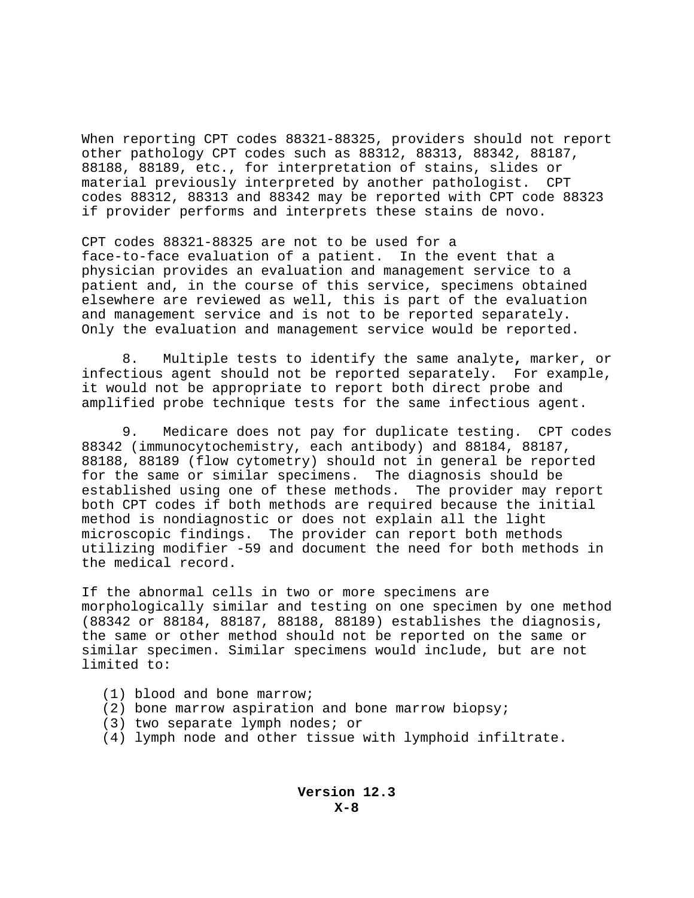When reporting CPT codes 88321-88325, providers should not report other pathology CPT codes such as 88312, 88313, 88342, 88187, 88188, 88189, etc., for interpretation of stains, slides or material previously interpreted by another pathologist. CPT codes 88312, 88313 and 88342 may be reported with CPT code 88323 if provider performs and interprets these stains de novo.

CPT codes 88321-88325 are not to be used for a face-to-face evaluation of a patient. In the event that a physician provides an evaluation and management service to a patient and, in the course of this service, specimens obtained elsewhere are reviewed as well, this is part of the evaluation and management service and is not to be reported separately. Only the evaluation and management service would be reported.

8. Multiple tests to identify the same analyte, marker, or infectious agent should not be reported separately. For example, it would not be appropriate to report both direct probe and amplified probe technique tests for the same infectious agent.

9. Medicare does not pay for duplicate testing. CPT codes 88342 (immunocytochemistry, each antibody) and 88184, 88187, 88188, 88189 (flow cytometry) should not in general be reported for the same or similar specimens. The diagnosis should be established using one of these methods. The provider may report both CPT codes if both methods are required because the initial method is nondiagnostic or does not explain all the light microscopic findings. The provider can report both methods utilizing modifier -59 and document the need for both methods in the medical record.

If the abnormal cells in two or more specimens are morphologically similar and testing on one specimen by one method (88342 or 88184, 88187, 88188, 88189) establishes the diagnosis, the same or other method should not be reported on the same or similar specimen. Similar specimens would include, but are not limited to:

(1) blood and bone marrow;
(2) bone marrow aspiration and bone marrow biopsy;
(3) two separate lymph nodes; or
(4) lymph node and other tissue with lymphoid infiltrate.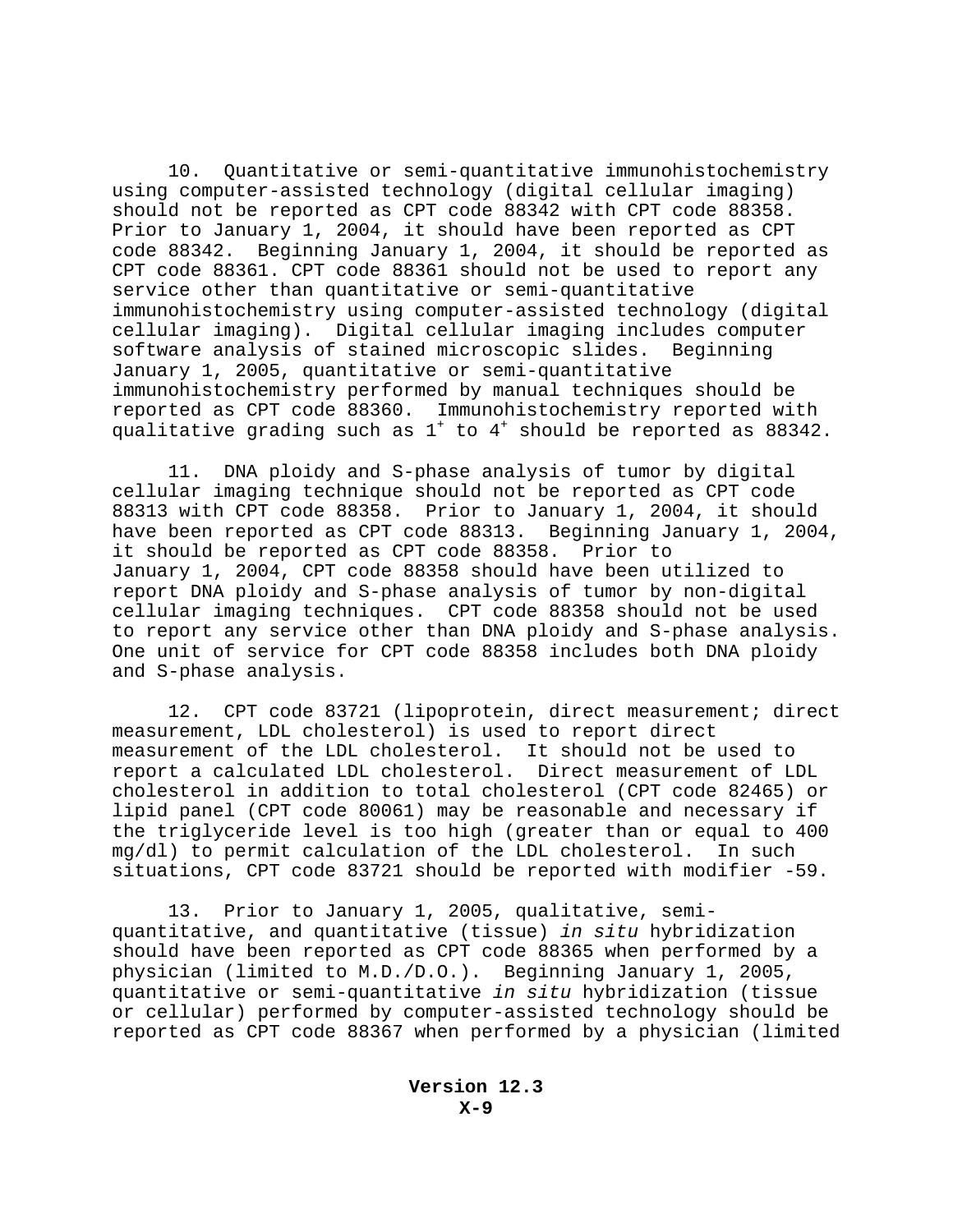10. Quantitative or semi-quantitative immunohistochemistry using computer-assisted technology (digital cellular imaging) should not be reported as CPT code 88342 with CPT code 88358. Prior to January 1, 2004, it should have been reported as CPT code 88342. Beginning January 1, 2004, it should be reported as CPT code 88361. CPT code 88361 should not be used to report any service other than quantitative or semi-quantitative immunohistochemistry using computer-assisted technology (digital cellular imaging). Digital cellular imaging includes computer software analysis of stained microscopic slides. Beginning January 1, 2005, quantitative or semi-quantitative immunohistochemistry performed by manual techniques should be reported as CPT code 88360. Immunohistochemistry reported with qualitative grading such as $1^+$ to $4^+$ should be reported as 88342.

11. DNA ploidy and S-phase analysis of tumor by digital cellular imaging technique should not be reported as CPT code 88313 with CPT code 88358. Prior to January 1, 2004, it should have been reported as CPT code 88313. Beginning January 1, 2004, it should be reported as CPT code 88358. Prior to January 1, 2004, CPT code 88358 should have been utilized to report DNA ploidy and S-phase analysis of tumor by non-digital cellular imaging techniques. CPT code 88358 should not be used to report any service other than DNA ploidy and S-phase analysis. One unit of service for CPT code 88358 includes both DNA ploidy and S-phase analysis.

12. CPT code 83721 (lipoprotein, direct measurement; direct measurement, LDL cholesterol) is used to report direct measurement of the LDL cholesterol. It should not be used to report a calculated LDL cholesterol. Direct measurement of LDL cholesterol in addition to total cholesterol (CPT code 82465) or lipid panel (CPT code 80061) may be reasonable and necessary if the triglyceride level is too high (greater than or equal to 400 mg/dl) to permit calculation of the LDL cholesterol. In such situations, CPT code 83721 should be reported with modifier -59.

13. Prior to January 1, 2005, qualitative, semi-quantitative, and quantitative (tissue) *in situ* hybridization should have been reported as CPT code 88365 when performed by a physician (limited to M.D./D.O.). Beginning January 1, 2005, quantitative or semi-quantitative *in situ* hybridization (tissue or cellular) performed by computer-assisted technology should be reported as CPT code 88367 when performed by a physician (limited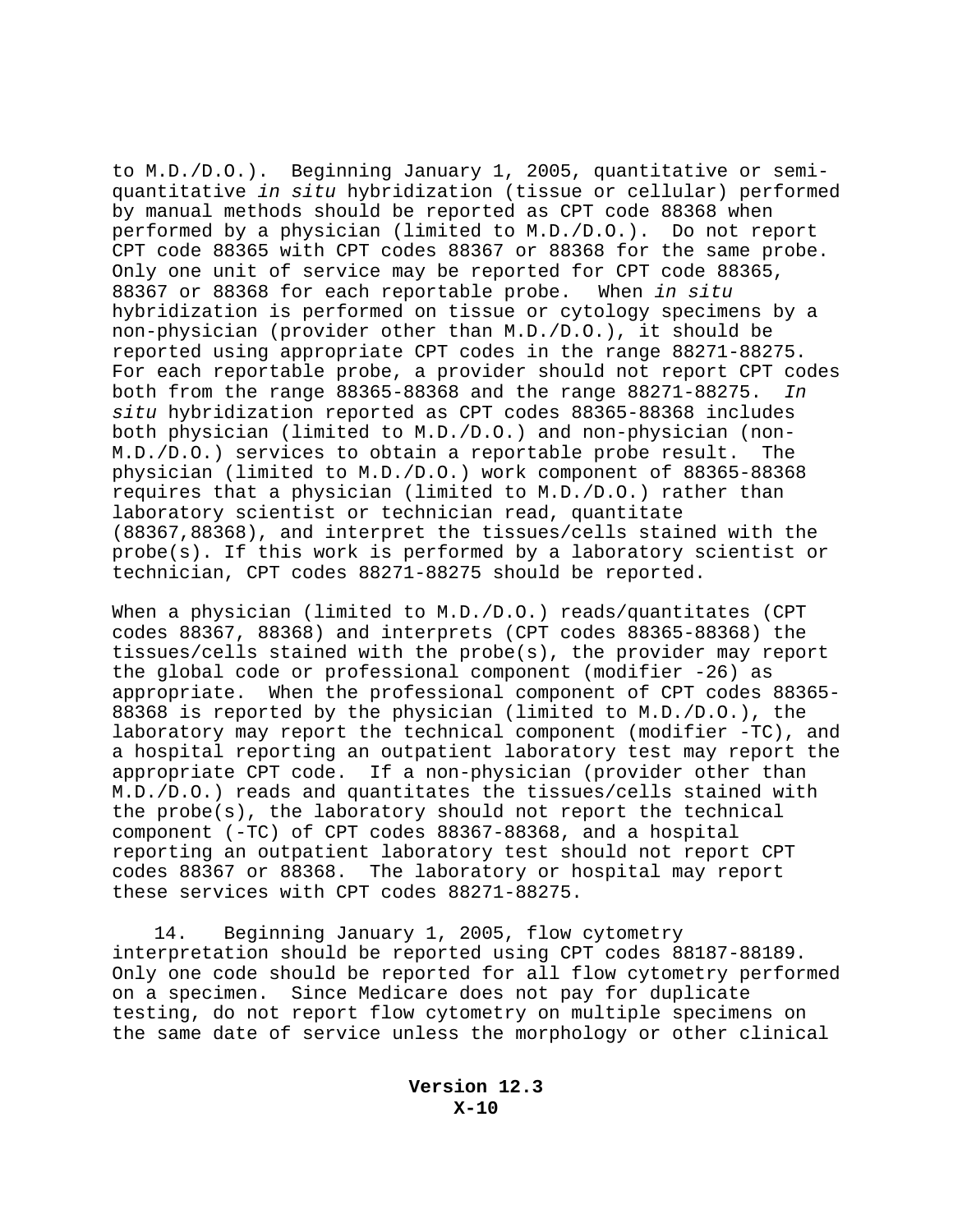to M.D./D.O.). Beginning January 1, 2005, quantitative or semi-quantitative *in situ* hybridization (tissue or cellular) performed by manual methods should be reported as CPT code 88368 when performed by a physician (limited to M.D./D.O.). Do not report CPT code 88365 with CPT codes 88367 or 88368 for the same probe. Only one unit of service may be reported for CPT code 88365, 88367 or 88368 for each reportable probe. When *in situ* hybridization is performed on tissue or cytology specimens by a non-physician (provider other than M.D./D.O.), it should be reported using appropriate CPT codes in the range 88271-88275. For each reportable probe, a provider should not report CPT codes both from the range 88365-88368 and the range 88271-88275. *In situ* hybridization reported as CPT codes 88365-88368 includes both physician (limited to M.D./D.O.) and non-physician (non-M.D./D.O.) services to obtain a reportable probe result. The physician (limited to M.D./D.O.) work component of 88365-88368 requires that a physician (limited to M.D./D.O.) rather than laboratory scientist or technician read, quantitate (88367,88368), and interpret the tissues/cells stained with the probe(s). If this work is performed by a laboratory scientist or technician, CPT codes 88271-88275 should be reported.

When a physician (limited to M.D./D.O.) reads/quantitates (CPT codes 88367, 88368) and interprets (CPT codes 88365-88368) the tissues/cells stained with the probe(s), the provider may report the global code or professional component (modifier -26) as appropriate. When the professional component of CPT codes 88365-88368 is reported by the physician (limited to M.D./D.O.), the laboratory may report the technical component (modifier -TC), and a hospital reporting an outpatient laboratory test may report the appropriate CPT code. If a non-physician (provider other than M.D./D.O.) reads and quantitates the tissues/cells stained with the probe(s), the laboratory should not report the technical component (-TC) of CPT codes 88367-88368, and a hospital reporting an outpatient laboratory test should not report CPT codes 88367 or 88368. The laboratory or hospital may report these services with CPT codes 88271-88275.

14. Beginning January 1, 2005, flow cytometry interpretation should be reported using CPT codes 88187-88189. Only one code should be reported for all flow cytometry performed on a specimen. Since Medicare does not pay for duplicate testing, do not report flow cytometry on multiple specimens on the same date of service unless the morphology or other clinical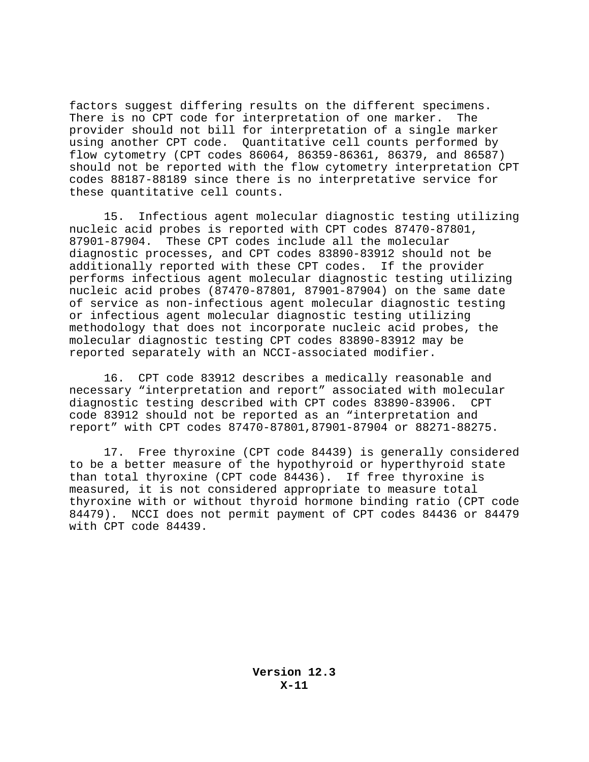factors suggest differing results on the different specimens. There is no CPT code for interpretation of one marker. The provider should not bill for interpretation of a single marker using another CPT code. Quantitative cell counts performed by flow cytometry (CPT codes 86064, 86359-86361, 86379, and 86587) should not be reported with the flow cytometry interpretation CPT codes 88187-88189 since there is no interpretative service for these quantitative cell counts.

15. Infectious agent molecular diagnostic testing utilizing nucleic acid probes is reported with CPT codes 87470-87801, 87901-87904. These CPT codes include all the molecular diagnostic processes, and CPT codes 83890-83912 should not be additionally reported with these CPT codes. If the provider performs infectious agent molecular diagnostic testing utilizing nucleic acid probes (87470-87801, 87901-87904) on the same date of service as non-infectious agent molecular diagnostic testing or infectious agent molecular diagnostic testing utilizing methodology that does not incorporate nucleic acid probes, the molecular diagnostic testing CPT codes 83890-83912 may be reported separately with an NCCI-associated modifier.

16. CPT code 83912 describes a medically reasonable and necessary "interpretation and report" associated with molecular diagnostic testing described with CPT codes 83890-83906. CPT code 83912 should not be reported as an "interpretation and report" with CPT codes 87470-87801,87901-87904 or 88271-88275.

17. Free thyroxine (CPT code 84439) is generally considered to be a better measure of the hypothyroid or hyperthyroid state than total thyroxine (CPT code 84436). If free thyroxine is measured, it is not considered appropriate to measure total thyroxine with or without thyroid hormone binding ratio (CPT code 84479). NCCI does not permit payment of CPT codes 84436 or 84479 with CPT code 84439.